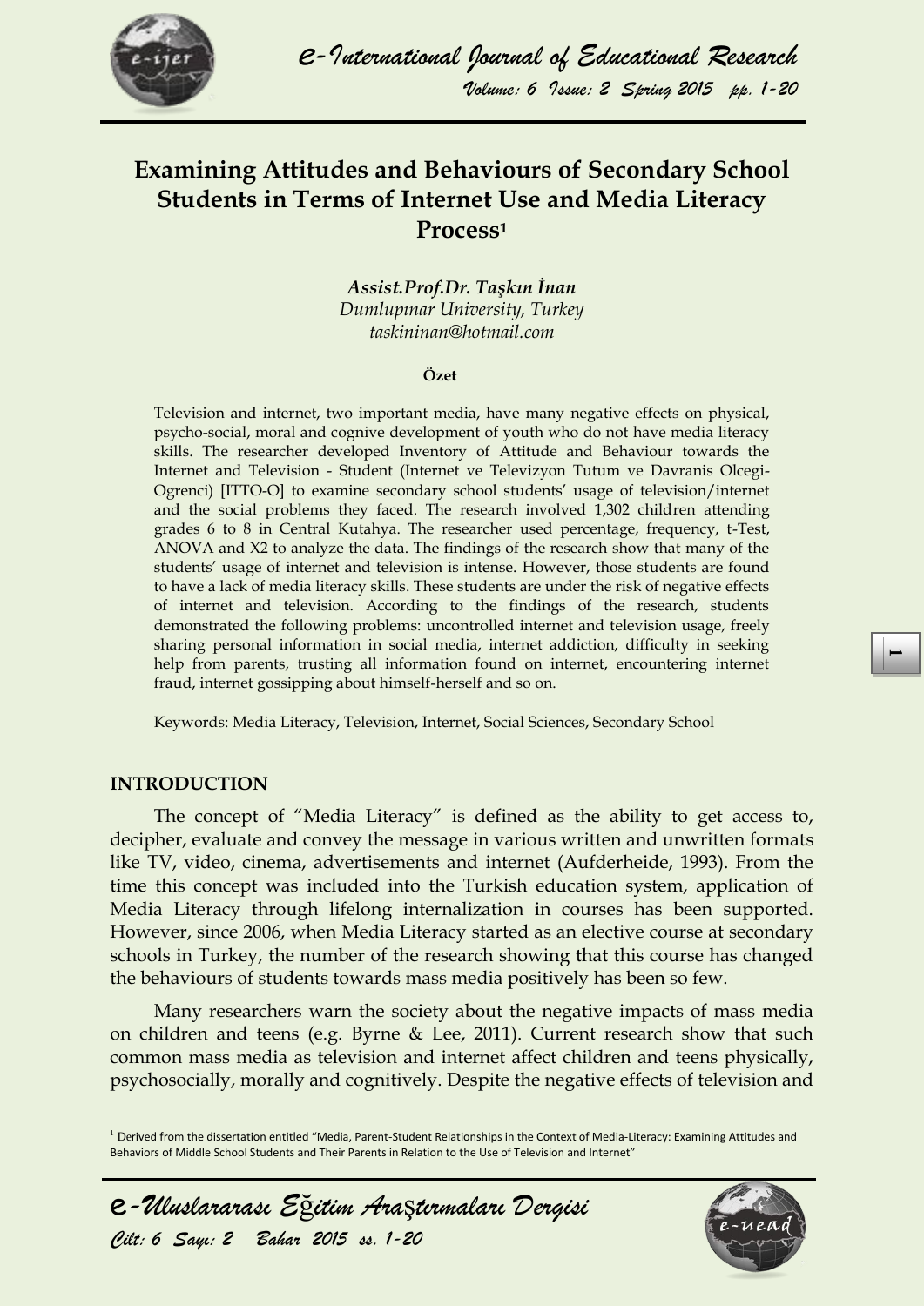# Examining Attitudes and Behaviours of Secondary School Students in Terms of Internet Use and Media Literacy Process[1]

***Assist.Prof.Dr. Taşkın İnan***
*Dumlupınar University, Turkey*
*taskininan@hotmail.com*

**Özet**

Television and internet, two important media, have many negative effects on physical, psycho-social, moral and cognive development of youth who do not have media literacy skills. The researcher developed Inventory of Attitude and Behaviour towards the Internet and Television - Student (Internet ve Televizyon Tutum ve Davranis Olcegi-Ogrenci) [ITTO-O] to examine secondary school students' usage of television/internet and the social problems they faced. The research involved 1,302 children attending grades 6 to 8 in Central Kutahya. The researcher used percentage, frequency, t-Test, ANOVA and X2 to analyze the data. The findings of the research show that many of the students' usage of internet and television is intense. However, those students are found to have a lack of media literacy skills. These students are under the risk of negative effects of internet and television. According to the findings of the research, students demonstrated the following problems: uncontrolled internet and television usage, freely sharing personal information in social media, internet addiction, difficulty in seeking help from parents, trusting all information found on internet, encountering internet fraud, internet gossipping about himself-herself and so on.

Keywords: Media Literacy, Television, Internet, Social Sciences, Secondary School

## INTRODUCTION

The concept of "Media Literacy" is defined as the ability to get access to, decipher, evaluate and convey the message in various written and unwritten formats like TV, video, cinema, advertisements and internet (Aufderheide, 1993). From the time this concept was included into the Turkish education system, application of Media Literacy through lifelong internalization in courses has been supported. However, since 2006, when Media Literacy started as an elective course at secondary schools in Turkey, the number of the research showing that this course has changed the behaviours of students towards mass media positively has been so few.

Many researchers warn the society about the negative impacts of mass media on children and teens (e.g. Byrne & Lee, 2011). Current research show that such common mass media as television and internet affect children and teens physically, psychosocially, morally and cognitively. Despite the negative effects of television and

---

[1] Derived from the dissertation entitled "Media, Parent-Student Relationships in the Context of Media-Literacy: Examining Attitudes and Behaviors of Middle School Students and Their Parents in Relation to the Use of Television and Internet"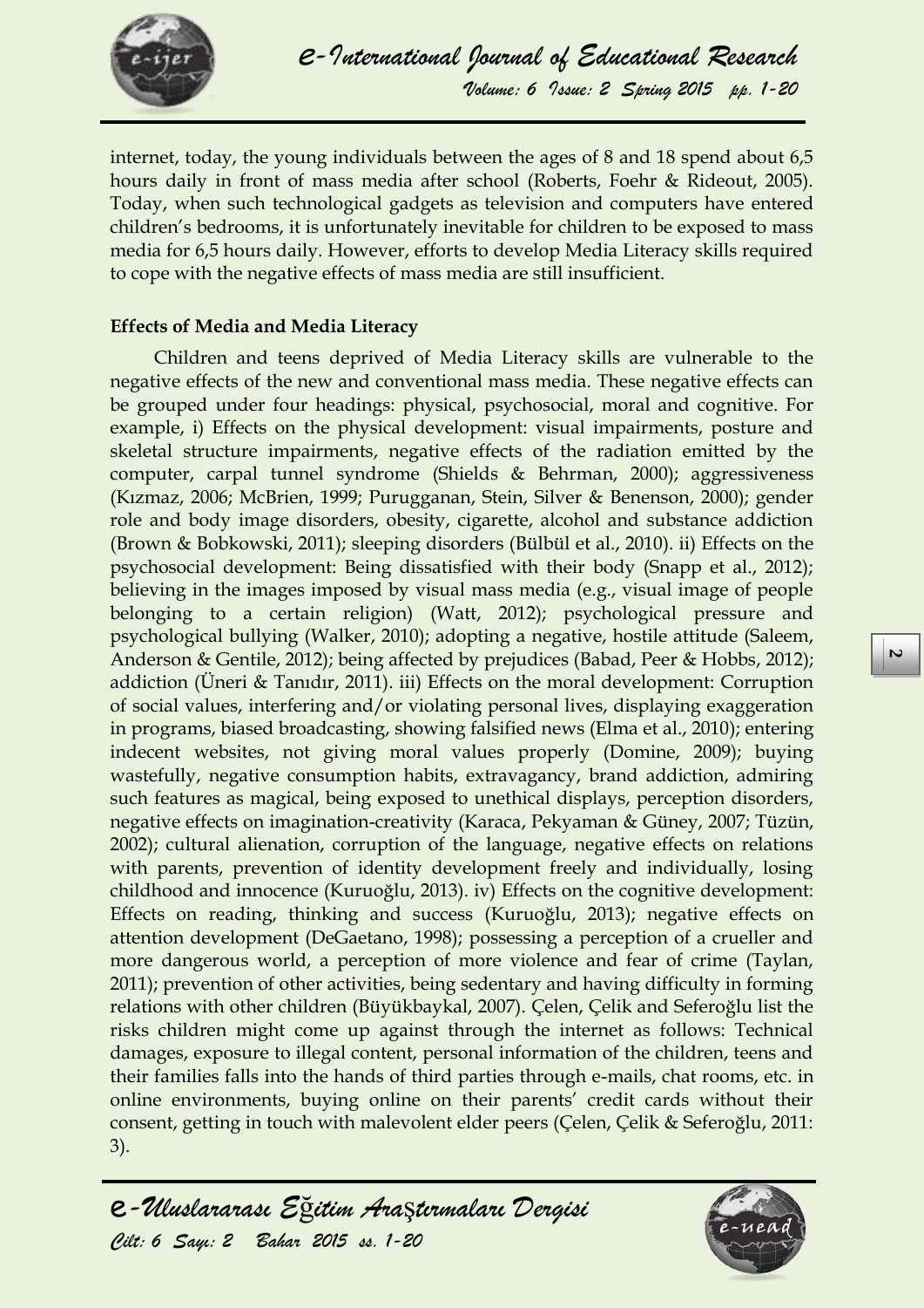internet, today, the young individuals between the ages of 8 and 18 spend about 6,5 hours daily in front of mass media after school (Roberts, Foehr & Rideout, 2005). Today, when such technological gadgets as television and computers have entered children's bedrooms, it is unfortunately inevitable for children to be exposed to mass media for 6,5 hours daily. However, efforts to develop Media Literacy skills required to cope with the negative effects of mass media are still insufficient.

**Effects of Media and Media Literacy**

Children and teens deprived of Media Literacy skills are vulnerable to the negative effects of the new and conventional mass media. These negative effects can be grouped under four headings: physical, psychosocial, moral and cognitive. For example, i) Effects on the physical development: visual impairments, posture and skeletal structure impairments, negative effects of the radiation emitted by the computer, carpal tunnel syndrome (Shields & Behrman, 2000); aggressiveness (Kızmaz, 2006; McBrien, 1999; Purugganan, Stein, Silver & Benenson, 2000); gender role and body image disorders, obesity, cigarette, alcohol and substance addiction (Brown & Bobkowski, 2011); sleeping disorders (Bülbül et al., 2010). ii) Effects on the psychosocial development: Being dissatisfied with their body (Snapp et al., 2012); believing in the images imposed by visual mass media (e.g., visual image of people belonging to a certain religion) (Watt, 2012); psychological pressure and psychological bullying (Walker, 2010); adopting a negative, hostile attitude (Saleem, Anderson & Gentile, 2012); being affected by prejudices (Babad, Peer & Hobbs, 2012); addiction (Üneri & Tanıdır, 2011). iii) Effects on the moral development: Corruption of social values, interfering and/or violating personal lives, displaying exaggeration in programs, biased broadcasting, showing falsified news (Elma et al., 2010); entering indecent websites, not giving moral values properly (Domine, 2009); buying wastefully, negative consumption habits, extravagancy, brand addiction, admiring such features as magical, being exposed to unethical displays, perception disorders, negative effects on imagination-creativity (Karaca, Pekyaman & Güney, 2007; Tüzün, 2002); cultural alienation, corruption of the language, negative effects on relations with parents, prevention of identity development freely and individually, losing childhood and innocence (Kuruoğlu, 2013). iv) Effects on the cognitive development: Effects on reading, thinking and success (Kuruoğlu, 2013); negative effects on attention development (DeGaetano, 1998); possessing a perception of a crueller and more dangerous world, a perception of more violence and fear of crime (Taylan, 2011); prevention of other activities, being sedentary and having difficulty in forming relations with other children (Büyükbaykal, 2007). Çelen, Çelik and Seferoğlu list the risks children might come up against through the internet as follows: Technical damages, exposure to illegal content, personal information of the children, teens and their families falls into the hands of third parties through e-mails, chat rooms, etc. in online environments, buying online on their parents' credit cards without their consent, getting in touch with malevolent elder peers (Çelen, Çelik & Seferoğlu, 2011: 3).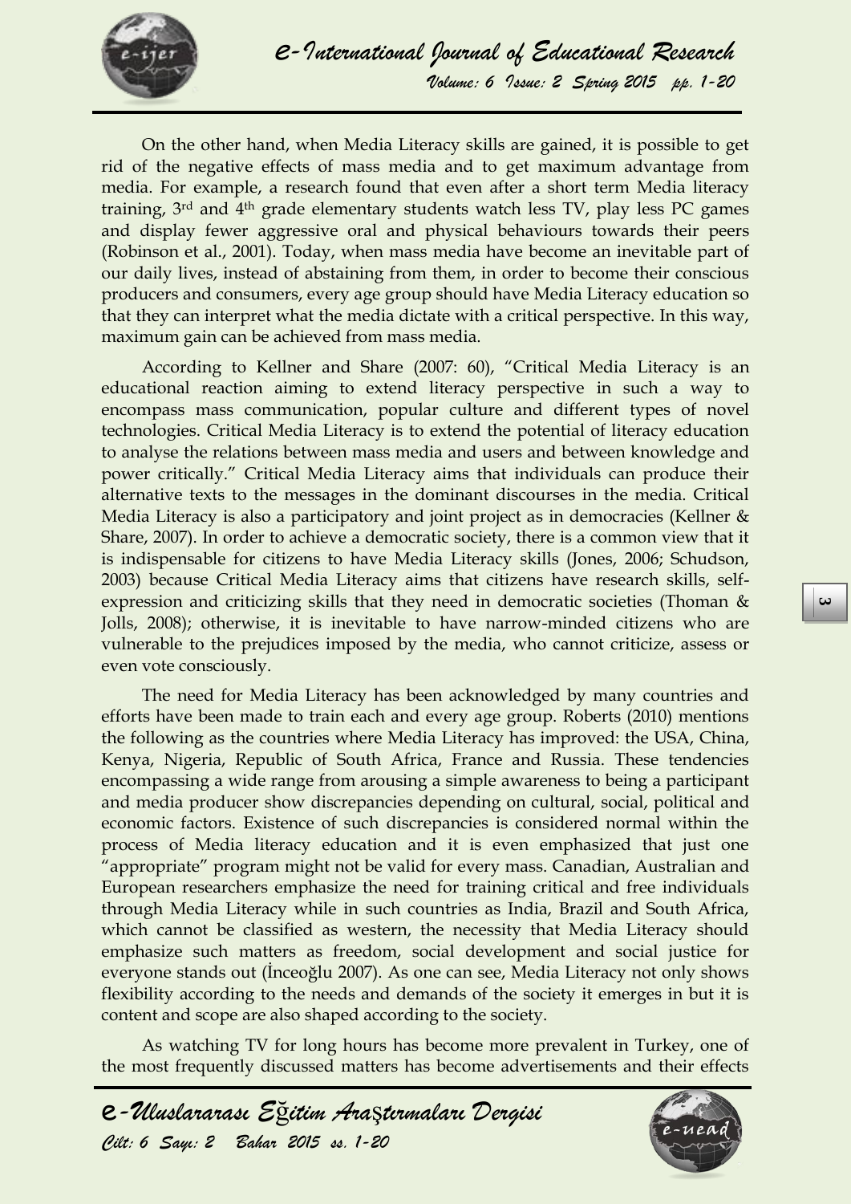On the other hand, when Media Literacy skills are gained, it is possible to get rid of the negative effects of mass media and to get maximum advantage from media. For example, a research found that even after a short term Media literacy training, 3rd and 4th grade elementary students watch less TV, play less PC games and display fewer aggressive oral and physical behaviours towards their peers (Robinson et al., 2001). Today, when mass media have become an inevitable part of our daily lives, instead of abstaining from them, in order to become their conscious producers and consumers, every age group should have Media Literacy education so that they can interpret what the media dictate with a critical perspective. In this way, maximum gain can be achieved from mass media.

According to Kellner and Share (2007: 60), "Critical Media Literacy is an educational reaction aiming to extend literacy perspective in such a way to encompass mass communication, popular culture and different types of novel technologies. Critical Media Literacy is to extend the potential of literacy education to analyse the relations between mass media and users and between knowledge and power critically." Critical Media Literacy aims that individuals can produce their alternative texts to the messages in the dominant discourses in the media. Critical Media Literacy is also a participatory and joint project as in democracies (Kellner & Share, 2007). In order to achieve a democratic society, there is a common view that it is indispensable for citizens to have Media Literacy skills (Jones, 2006; Schudson, 2003) because Critical Media Literacy aims that citizens have research skills, self-expression and criticizing skills that they need in democratic societies (Thoman & Jolls, 2008); otherwise, it is inevitable to have narrow-minded citizens who are vulnerable to the prejudices imposed by the media, who cannot criticize, assess or even vote consciously.

The need for Media Literacy has been acknowledged by many countries and efforts have been made to train each and every age group. Roberts (2010) mentions the following as the countries where Media Literacy has improved: the USA, China, Kenya, Nigeria, Republic of South Africa, France and Russia. These tendencies encompassing a wide range from arousing a simple awareness to being a participant and media producer show discrepancies depending on cultural, social, political and economic factors. Existence of such discrepancies is considered normal within the process of Media literacy education and it is even emphasized that just one "appropriate" program might not be valid for every mass. Canadian, Australian and European researchers emphasize the need for training critical and free individuals through Media Literacy while in such countries as India, Brazil and South Africa, which cannot be classified as western, the necessity that Media Literacy should emphasize such matters as freedom, social development and social justice for everyone stands out (İnceoğlu 2007). As one can see, Media Literacy not only shows flexibility according to the needs and demands of the society it emerges in but it is content and scope are also shaped according to the society.

As watching TV for long hours has become more prevalent in Turkey, one of the most frequently discussed matters has become advertisements and their effects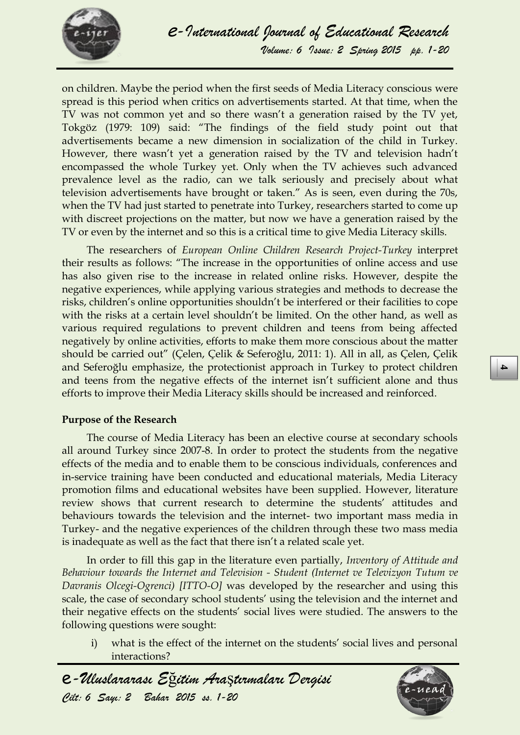on children. Maybe the period when the first seeds of Media Literacy conscious were spread is this period when critics on advertisements started. At that time, when the TV was not common yet and so there wasn't a generation raised by the TV yet, Tokgöz (1979: 109) said: "The findings of the field study point out that advertisements became a new dimension in socialization of the child in Turkey. However, there wasn't yet a generation raised by the TV and television hadn't encompassed the whole Turkey yet. Only when the TV achieves such advanced prevalence level as the radio, can we talk seriously and precisely about what television advertisements have brought or taken." As is seen, even during the 70s, when the TV had just started to penetrate into Turkey, researchers started to come up with discreet projections on the matter, but now we have a generation raised by the TV or even by the internet and so this is a critical time to give Media Literacy skills.

The researchers of *European Online Children Research Project-Turkey* interpret their results as follows: "The increase in the opportunities of online access and use has also given rise to the increase in related online risks. However, despite the negative experiences, while applying various strategies and methods to decrease the risks, children's online opportunities shouldn't be interfered or their facilities to cope with the risks at a certain level shouldn't be limited. On the other hand, as well as various required regulations to prevent children and teens from being affected negatively by online activities, efforts to make them more conscious about the matter should be carried out" (Çelen, Çelik & Seferoğlu, 2011: 1). All in all, as Çelen, Çelik and Seferoğlu emphasize, the protectionist approach in Turkey to protect children and teens from the negative effects of the internet isn't sufficient alone and thus efforts to improve their Media Literacy skills should be increased and reinforced.

**Purpose of the Research**

The course of Media Literacy has been an elective course at secondary schools all around Turkey since 2007-8. In order to protect the students from the negative effects of the media and to enable them to be conscious individuals, conferences and in-service training have been conducted and educational materials, Media Literacy promotion films and educational websites have been supplied. However, literature review shows that current research to determine the students' attitudes and behaviours towards the television and the internet- two important mass media in Turkey- and the negative experiences of the children through these two mass media is inadequate as well as the fact that there isn't a related scale yet.

In order to fill this gap in the literature even partially, *Inventory of Attitude and Behaviour towards the Internet and Television - Student (Internet ve Televizyon Tutum ve Davranis Olcegi-Ogrenci) [ITTO-O]* was developed by the researcher and using this scale, the case of secondary school students' using the television and the internet and their negative effects on the students' social lives were studied. The answers to the following questions were sought:

i) what is the effect of the internet on the students' social lives and personal interactions?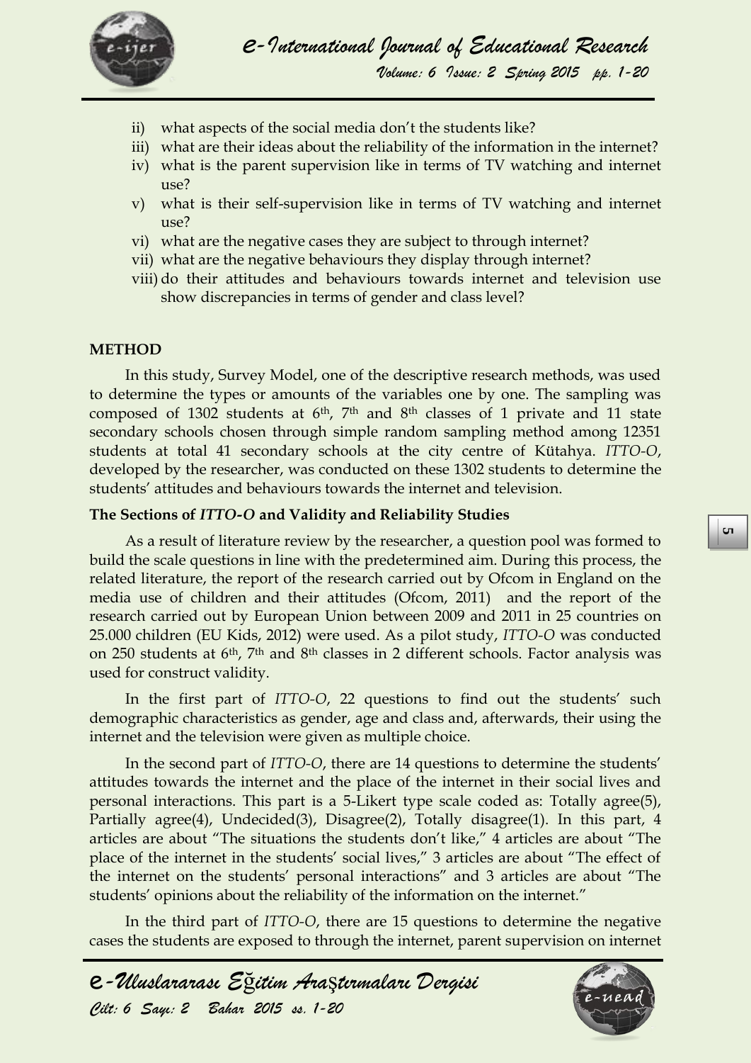ii) what aspects of the social media don't the students like?
iii) what are their ideas about the reliability of the information in the internet?
iv) what is the parent supervision like in terms of TV watching and internet use?
v) what is their self-supervision like in terms of TV watching and internet use?
vi) what are the negative cases they are subject to through internet?
vii) what are the negative behaviours they display through internet?
viii) do their attitudes and behaviours towards internet and television use show discrepancies in terms of gender and class level?

**METHOD**

In this study, Survey Model, one of the descriptive research methods, was used to determine the types or amounts of the variables one by one. The sampling was composed of 1302 students at 6th, 7th and 8th classes of 1 private and 11 state secondary schools chosen through simple random sampling method among 12351 students at total 41 secondary schools at the city centre of Kütahya. *ITTO-O*, developed by the researcher, was conducted on these 1302 students to determine the students' attitudes and behaviours towards the internet and television.

**The Sections of *ITTO-O* and Validity and Reliability Studies**

As a result of literature review by the researcher, a question pool was formed to build the scale questions in line with the predetermined aim. During this process, the related literature, the report of the research carried out by Ofcom in England on the media use of children and their attitudes (Ofcom, 2011) and the report of the research carried out by European Union between 2009 and 2011 in 25 countries on 25.000 children (EU Kids, 2012) were used. As a pilot study, *ITTO-O* was conducted on 250 students at 6th, 7th and 8th classes in 2 different schools. Factor analysis was used for construct validity.

In the first part of *ITTO-O*, 22 questions to find out the students' such demographic characteristics as gender, age and class and, afterwards, their using the internet and the television were given as multiple choice.

In the second part of *ITTO-O*, there are 14 questions to determine the students' attitudes towards the internet and the place of the internet in their social lives and personal interactions. This part is a 5-Likert type scale coded as: Totally agree(5), Partially agree(4), Undecided(3), Disagree(2), Totally disagree(1). In this part, 4 articles are about "The situations the students don't like," 4 articles are about "The place of the internet in the students' social lives," 3 articles are about "The effect of the internet on the students' personal interactions" and 3 articles are about "The students' opinions about the reliability of the information on the internet."

In the third part of *ITTO-O*, there are 15 questions to determine the negative cases the students are exposed to through the internet, parent supervision on internet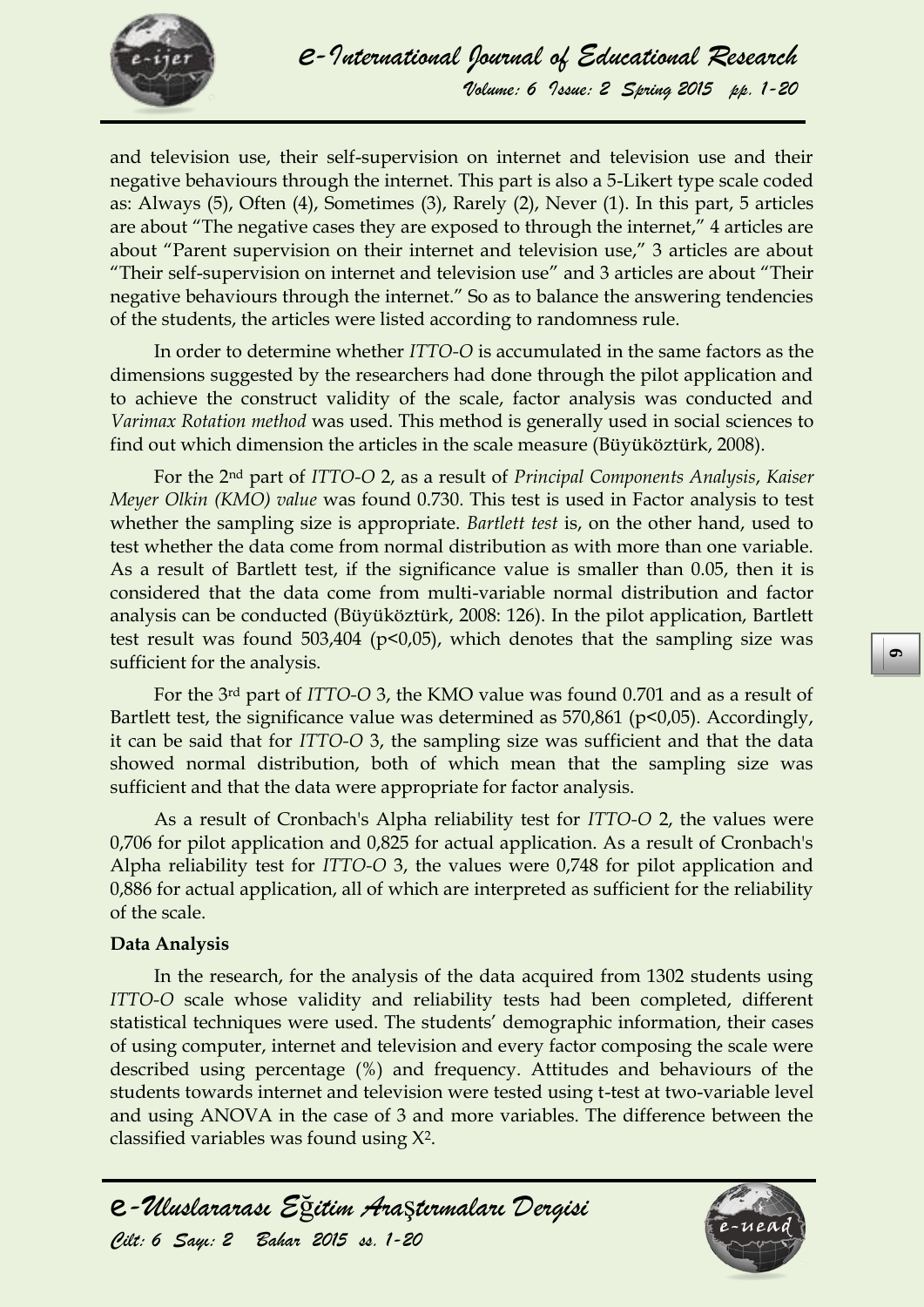and television use, their self-supervision on internet and television use and their negative behaviours through the internet. This part is also a 5-Likert type scale coded as: Always (5), Often (4), Sometimes (3), Rarely (2), Never (1). In this part, 5 articles are about "The negative cases they are exposed to through the internet," 4 articles are about "Parent supervision on their internet and television use," 3 articles are about "Their self-supervision on internet and television use" and 3 articles are about "Their negative behaviours through the internet." So as to balance the answering tendencies of the students, the articles were listed according to randomness rule.

In order to determine whether *ITTO-O* is accumulated in the same factors as the dimensions suggested by the researchers had done through the pilot application and to achieve the construct validity of the scale, factor analysis was conducted and *Varimax Rotation method* was used. This method is generally used in social sciences to find out which dimension the articles in the scale measure (Büyüköztürk, 2008).

For the 2nd part of *ITTO-O* 2, as a result of *Principal Components Analysis*, *Kaiser Meyer Olkin (KMO) value* was found 0.730. This test is used in Factor analysis to test whether the sampling size is appropriate. *Bartlett test* is, on the other hand, used to test whether the data come from normal distribution as with more than one variable. As a result of Bartlett test, if the significance value is smaller than 0.05, then it is considered that the data come from multi-variable normal distribution and factor analysis can be conducted (Büyüköztürk, 2008: 126). In the pilot application, Bartlett test result was found 503,404 ($p<0,05$), which denotes that the sampling size was sufficient for the analysis.

For the 3rd part of *ITTO-O* 3, the KMO value was found 0.701 and as a result of Bartlett test, the significance value was determined as 570,861 ($p<0,05$). Accordingly, it can be said that for *ITTO-O* 3, the sampling size was sufficient and that the data showed normal distribution, both of which mean that the sampling size was sufficient and that the data were appropriate for factor analysis.

As a result of Cronbach's Alpha reliability test for *ITTO-O* 2, the values were 0,706 for pilot application and 0,825 for actual application. As a result of Cronbach's Alpha reliability test for *ITTO-O* 3, the values were 0,748 for pilot application and 0,886 for actual application, all of which are interpreted as sufficient for the reliability of the scale.

**Data Analysis**

In the research, for the analysis of the data acquired from 1302 students using *ITTO-O* scale whose validity and reliability tests had been completed, different statistical techniques were used. The students' demographic information, their cases of using computer, internet and television and every factor composing the scale were described using percentage (%) and frequency. Attitudes and behaviours of the students towards internet and television were tested using t-test at two-variable level and using ANOVA in the case of 3 and more variables. The difference between the classified variables was found using $X^2$.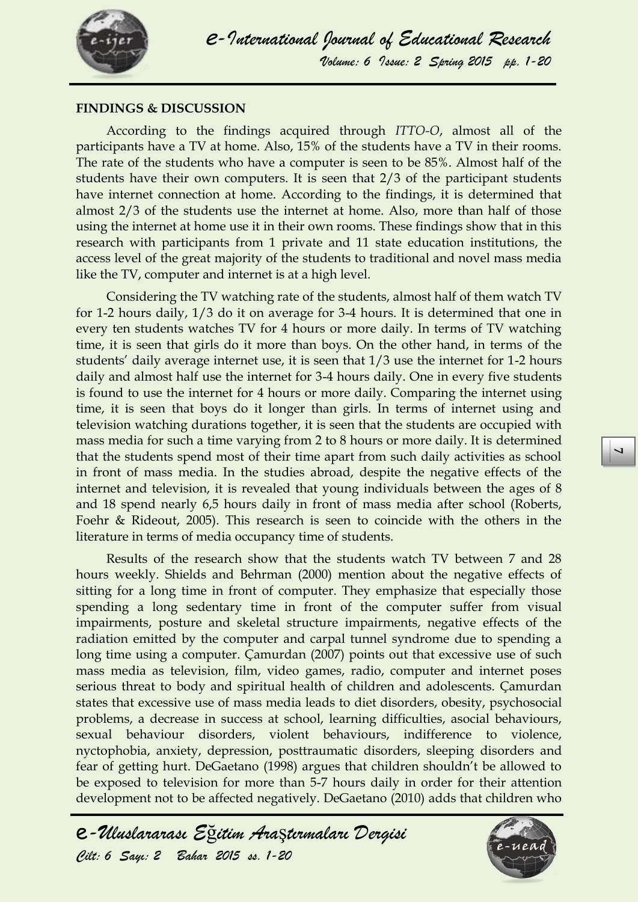**FINDINGS & DISCUSSION**

According to the findings acquired through *ITTO-O*, almost all of the participants have a TV at home. Also, 15% of the students have a TV in their rooms. The rate of the students who have a computer is seen to be 85%. Almost half of the students have their own computers. It is seen that 2/3 of the participant students have internet connection at home. According to the findings, it is determined that almost 2/3 of the students use the internet at home. Also, more than half of those using the internet at home use it in their own rooms. These findings show that in this research with participants from 1 private and 11 state education institutions, the access level of the great majority of the students to traditional and novel mass media like the TV, computer and internet is at a high level.

Considering the TV watching rate of the students, almost half of them watch TV for 1-2 hours daily, 1/3 do it on average for 3-4 hours. It is determined that one in every ten students watches TV for 4 hours or more daily. In terms of TV watching time, it is seen that girls do it more than boys. On the other hand, in terms of the students' daily average internet use, it is seen that 1/3 use the internet for 1-2 hours daily and almost half use the internet for 3-4 hours daily. One in every five students is found to use the internet for 4 hours or more daily. Comparing the internet using time, it is seen that boys do it longer than girls. In terms of internet using and television watching durations together, it is seen that the students are occupied with mass media for such a time varying from 2 to 8 hours or more daily. It is determined that the students spend most of their time apart from such daily activities as school in front of mass media. In the studies abroad, despite the negative effects of the internet and television, it is revealed that young individuals between the ages of 8 and 18 spend nearly 6,5 hours daily in front of mass media after school (Roberts, Foehr & Rideout, 2005). This research is seen to coincide with the others in the literature in terms of media occupancy time of students.

Results of the research show that the students watch TV between 7 and 28 hours weekly. Shields and Behrman (2000) mention about the negative effects of sitting for a long time in front of computer. They emphasize that especially those spending a long sedentary time in front of the computer suffer from visual impairments, posture and skeletal structure impairments, negative effects of the radiation emitted by the computer and carpal tunnel syndrome due to spending a long time using a computer. Çamurdan (2007) points out that excessive use of such mass media as television, film, video games, radio, computer and internet poses serious threat to body and spiritual health of children and adolescents. Çamurdan states that excessive use of mass media leads to diet disorders, obesity, psychosocial problems, a decrease in success at school, learning difficulties, asocial behaviours, sexual behaviour disorders, violent behaviours, indifference to violence, nyctophobia, anxiety, depression, posttraumatic disorders, sleeping disorders and fear of getting hurt. DeGaetano (1998) argues that children shouldn't be allowed to be exposed to television for more than 5-7 hours daily in order for their attention development not to be affected negatively. DeGaetano (2010) adds that children who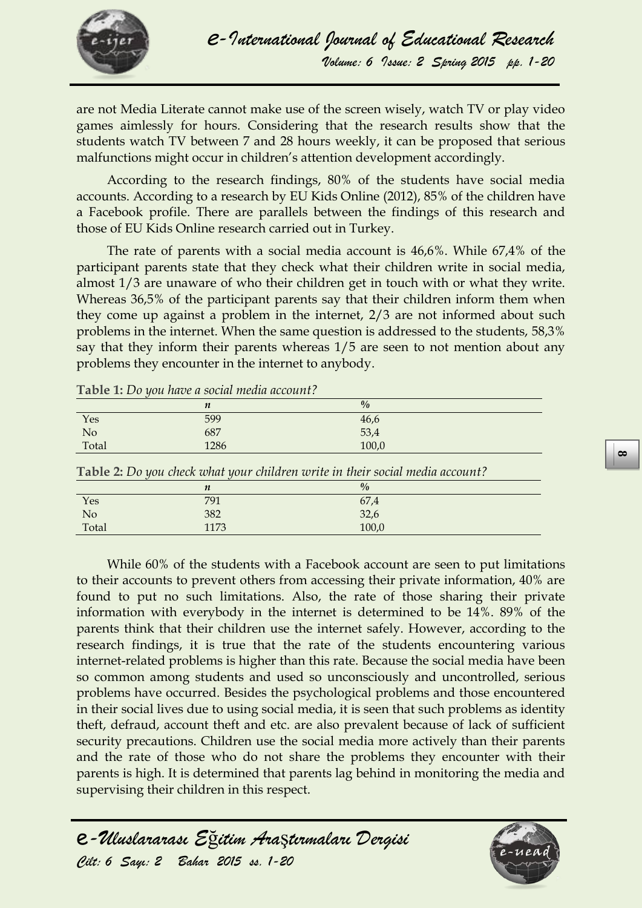are not Media Literate cannot make use of the screen wisely, watch TV or play video games aimlessly for hours. Considering that the research results show that the students watch TV between 7 and 28 hours weekly, it can be proposed that serious malfunctions might occur in children's attention development accordingly.

According to the research findings, 80% of the students have social media accounts. According to a research by EU Kids Online (2012), 85% of the children have a Facebook profile. There are parallels between the findings of this research and those of EU Kids Online research carried out in Turkey.

The rate of parents with a social media account is 46,6%. While 67,4% of the participant parents state that they check what their children write in social media, almost 1/3 are unaware of who their children get in touch with or what they write. Whereas 36,5% of the participant parents say that their children inform them when they come up against a problem in the internet, 2/3 are not informed about such problems in the internet. When the same question is addressed to the students, 58,3% say that they inform their parents whereas 1/5 are seen to not mention about any problems they encounter in the internet to anybody.

**Table 1:** *Do you have a social media account?*

| | *n* | % |
|---|---|---|
| Yes | 599 | 46,6 |
| No | 687 | 53,4 |
| Total | 1286 | 100,0 |

**Table 2:** *Do you check what your children write in their social media account?*

| | *n* | % |
|---|---|---|
| Yes | 791 | 67,4 |
| No | 382 | 32,6 |
| Total | 1173 | 100,0 |

While 60% of the students with a Facebook account are seen to put limitations to their accounts to prevent others from accessing their private information, 40% are found to put no such limitations. Also, the rate of those sharing their private information with everybody in the internet is determined to be 14%. 89% of the parents think that their children use the internet safely. However, according to the research findings, it is true that the rate of the students encountering various internet-related problems is higher than this rate. Because the social media have been so common among students and used so unconsciously and uncontrolled, serious problems have occurred. Besides the psychological problems and those encountered in their social lives due to using social media, it is seen that such problems as identity theft, defraud, account theft and etc. are also prevalent because of lack of sufficient security precautions. Children use the social media more actively than their parents and the rate of those who do not share the problems they encounter with their parents is high. It is determined that parents lag behind in monitoring the media and supervising their children in this respect.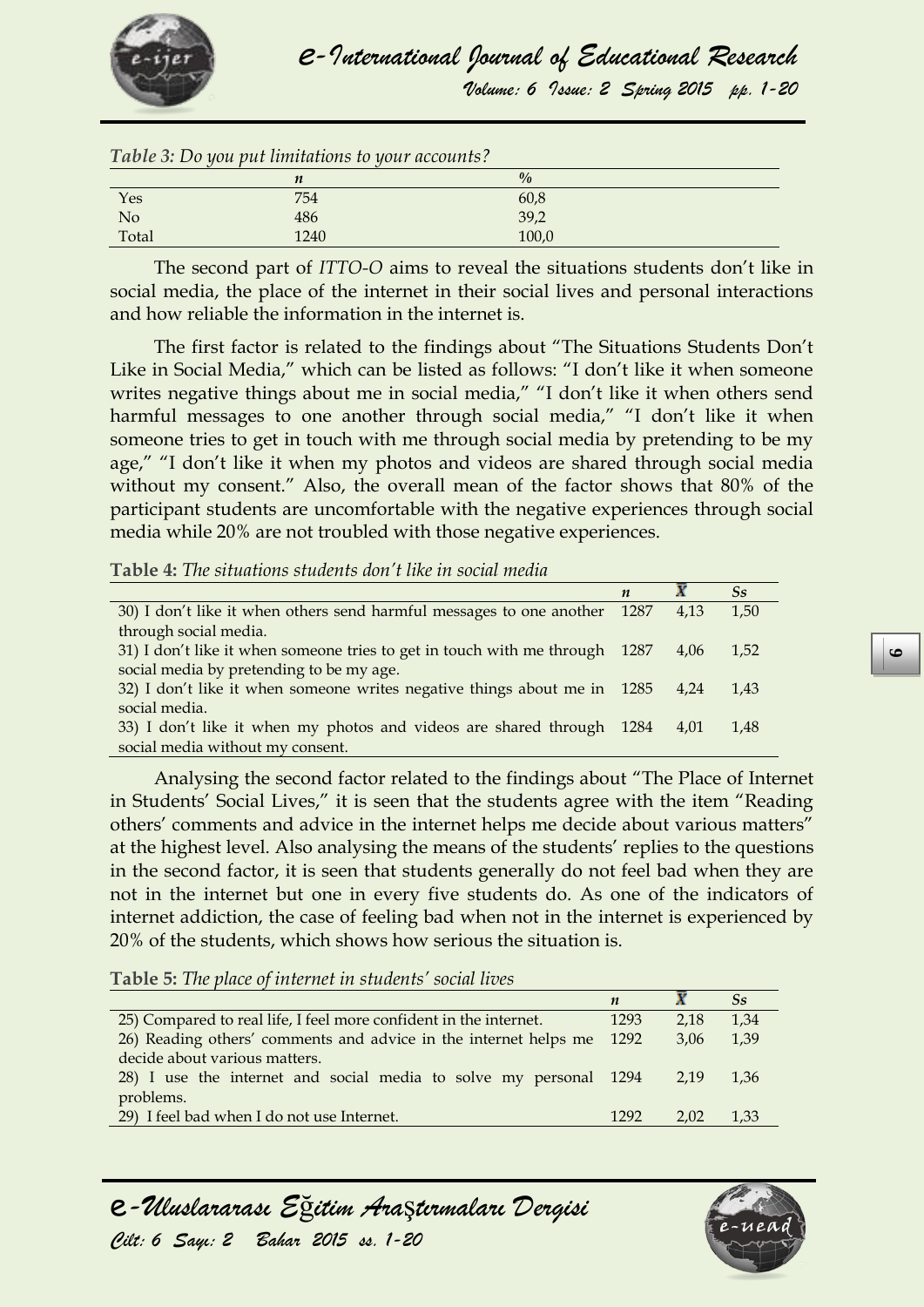*Table 3: Do you put limitations to your accounts?*

| | *n* | % |
|---|---|---|
| Yes | 754 | 60,8 |
| No | 486 | 39,2 |
| Total | 1240 | 100,0 |

The second part of *ITTO-O* aims to reveal the situations students don't like in social media, the place of the internet in their social lives and personal interactions and how reliable the information in the internet is.

The first factor is related to the findings about "The Situations Students Don't Like in Social Media," which can be listed as follows: "I don't like it when someone writes negative things about me in social media," "I don't like it when others send harmful messages to one another through social media," "I don't like it when someone tries to get in touch with me through social media by pretending to be my age," "I don't like it when my photos and videos are shared through social media without my consent." Also, the overall mean of the factor shows that 80% of the participant students are uncomfortable with the negative experiences through social media while 20% are not troubled with those negative experiences.

**Table 4:** *The situations students don't like in social media*

| | *n* | $\bar{X}$ | *Ss* |
|---|---|---|---|
| 30) I don't like it when others send harmful messages to one another through social media. | 1287 | 4,13 | 1,50 |
| 31) I don't like it when someone tries to get in touch with me through social media by pretending to be my age. | 1287 | 4,06 | 1,52 |
| 32) I don't like it when someone writes negative things about me in social media. | 1285 | 4,24 | 1,43 |
| 33) I don't like it when my photos and videos are shared through social media without my consent. | 1284 | 4,01 | 1,48 |

Analysing the second factor related to the findings about "The Place of Internet in Students' Social Lives," it is seen that the students agree with the item "Reading others' comments and advice in the internet helps me decide about various matters" at the highest level. Also analysing the means of the students' replies to the questions in the second factor, it is seen that students generally do not feel bad when they are not in the internet but one in every five students do. As one of the indicators of internet addiction, the case of feeling bad when not in the internet is experienced by 20% of the students, which shows how serious the situation is.

**Table 5:** *The place of internet in students' social lives*

| | *n* | $\bar{X}$ | *Ss* |
|---|---|---|---|
| 25) Compared to real life, I feel more confident in the internet. | 1293 | 2,18 | 1,34 |
| 26) Reading others' comments and advice in the internet helps me decide about various matters. | 1292 | 3,06 | 1,39 |
| 28) I use the internet and social media to solve my personal problems. | 1294 | 2,19 | 1,36 |
| 29) I feel bad when I do not use Internet. | 1292 | 2,02 | 1,33 |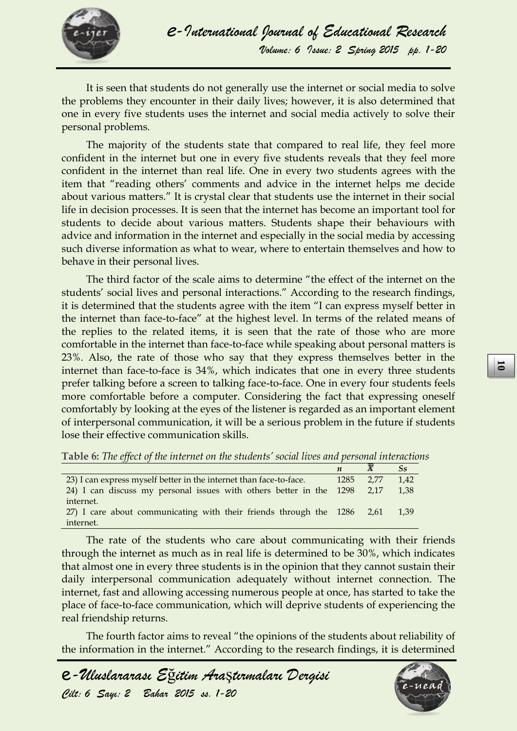It is seen that students do not generally use the internet or social media to solve the problems they encounter in their daily lives; however, it is also determined that one in every five students uses the internet and social media actively to solve their personal problems.

The majority of the students state that compared to real life, they feel more confident in the internet but one in every five students reveals that they feel more confident in the internet than real life. One in every two students agrees with the item that "reading others' comments and advice in the internet helps me decide about various matters." It is crystal clear that students use the internet in their social life in decision processes. It is seen that the internet has become an important tool for students to decide about various matters. Students shape their behaviours with advice and information in the internet and especially in the social media by accessing such diverse information as what to wear, where to entertain themselves and how to behave in their personal lives.

The third factor of the scale aims to determine "the effect of the internet on the students' social lives and personal interactions." According to the research findings, it is determined that the students agree with the item "I can express myself better in the internet than face-to-face" at the highest level. In terms of the related means of the replies to the related items, it is seen that the rate of those who are more comfortable in the internet than face-to-face while speaking about personal matters is 23%. Also, the rate of those who say that they express themselves better in the internet than face-to-face is 34%, which indicates that one in every three students prefer talking before a screen to talking face-to-face. One in every four students feels more comfortable before a computer. Considering the fact that expressing oneself comfortably by looking at the eyes of the listener is regarded as an important element of interpersonal communication, it will be a serious problem in the future if students lose their effective communication skills.

**Table 6:** *The effect of the internet on the students' social lives and personal interactions*

| | *n* | $\bar{X}$ | *Ss* |
|---|---|---|---|
| 23) I can express myself better in the internet than face-to-face. | 1285 | 2,77 | 1,42 |
| 24) I can discuss my personal issues with others better in the internet. | 1298 | 2,17 | 1,38 |
| 27) I care about communicating with their friends through the internet. | 1286 | 2,61 | 1,39 |

The rate of the students who care about communicating with their friends through the internet as much as in real life is determined to be 30%, which indicates that almost one in every three students is in the opinion that they cannot sustain their daily interpersonal communication adequately without internet connection. The internet, fast and allowing accessing numerous people at once, has started to take the place of face-to-face communication, which will deprive students of experiencing the real friendship returns.

The fourth factor aims to reveal "the opinions of the students about reliability of the information in the internet." According to the research findings, it is determined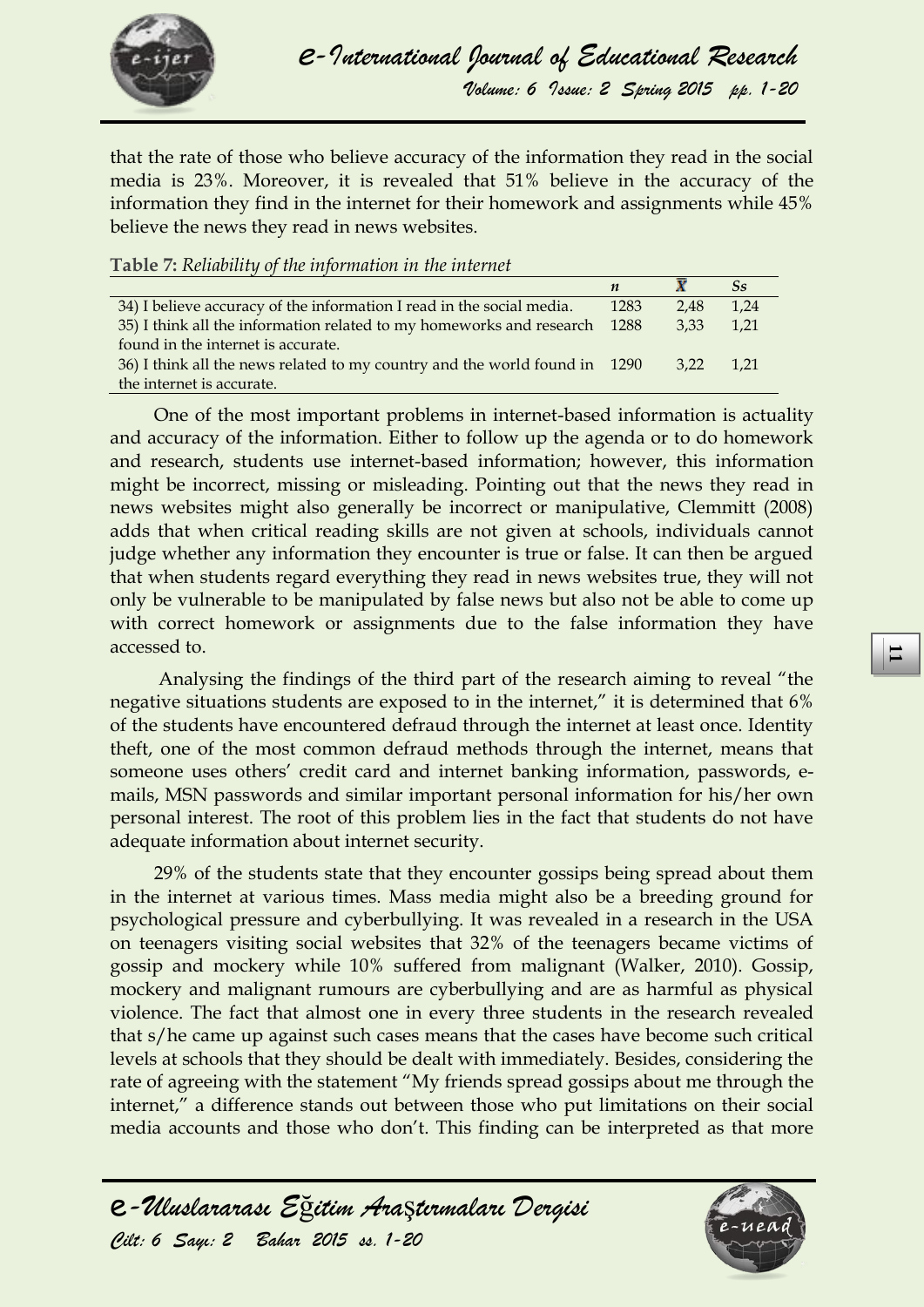that the rate of those who believe accuracy of the information they read in the social media is 23%. Moreover, it is revealed that 51% believe in the accuracy of the information they find in the internet for their homework and assignments while 45% believe the news they read in news websites.

**Table 7:** *Reliability of the information in the internet*

| | *n* | $\bar{X}$ | *Ss* |
|---|---|---|---|
| 34) I believe accuracy of the information I read in the social media. | 1283 | 2,48 | 1,24 |
| 35) I think all the information related to my homeworks and research found in the internet is accurate. | 1288 | 3,33 | 1,21 |
| 36) I think all the news related to my country and the world found in the internet is accurate. | 1290 | 3,22 | 1,21 |

One of the most important problems in internet-based information is actuality and accuracy of the information. Either to follow up the agenda or to do homework and research, students use internet-based information; however, this information might be incorrect, missing or misleading. Pointing out that the news they read in news websites might also generally be incorrect or manipulative, Clemmitt (2008) adds that when critical reading skills are not given at schools, individuals cannot judge whether any information they encounter is true or false. It can then be argued that when students regard everything they read in news websites true, they will not only be vulnerable to be manipulated by false news but also not be able to come up with correct homework or assignments due to the false information they have accessed to.

Analysing the findings of the third part of the research aiming to reveal "the negative situations students are exposed to in the internet," it is determined that 6% of the students have encountered defraud through the internet at least once. Identity theft, one of the most common defraud methods through the internet, means that someone uses others' credit card and internet banking information, passwords, e-mails, MSN passwords and similar important personal information for his/her own personal interest. The root of this problem lies in the fact that students do not have adequate information about internet security.

29% of the students state that they encounter gossips being spread about them in the internet at various times. Mass media might also be a breeding ground for psychological pressure and cyberbullying. It was revealed in a research in the USA on teenagers visiting social websites that 32% of the teenagers became victims of gossip and mockery while 10% suffered from malignant (Walker, 2010). Gossip, mockery and malignant rumours are cyberbullying and are as harmful as physical violence. The fact that almost one in every three students in the research revealed that s/he came up against such cases means that the cases have become such critical levels at schools that they should be dealt with immediately. Besides, considering the rate of agreeing with the statement "My friends spread gossips about me through the internet," a difference stands out between those who put limitations on their social media accounts and those who don't. This finding can be interpreted as that more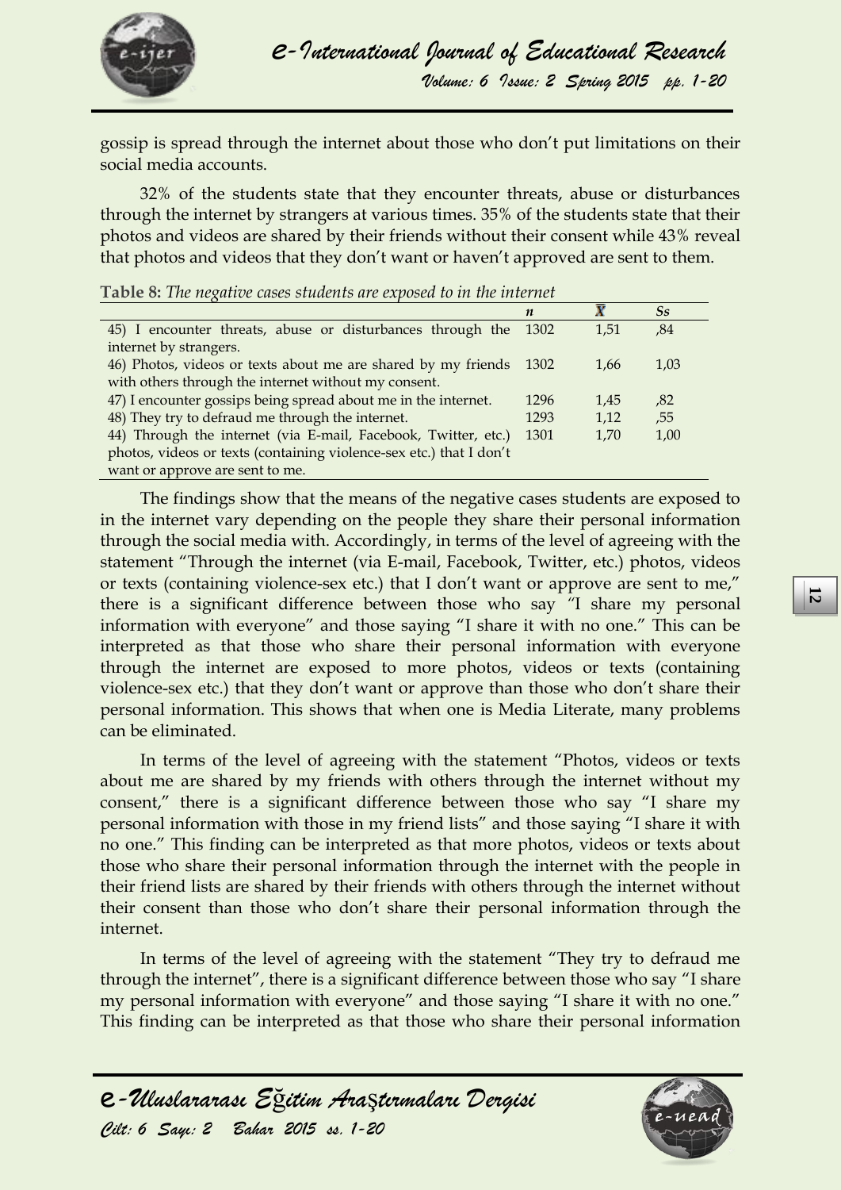gossip is spread through the internet about those who don't put limitations on their social media accounts.

32% of the students state that they encounter threats, abuse or disturbances through the internet by strangers at various times. 35% of the students state that their photos and videos are shared by their friends without their consent while 43% reveal that photos and videos that they don't want or haven't approved are sent to them.

**Table 8:** *The negative cases students are exposed to in the internet*

| | *n* | $\bar{X}$ | *Ss* |
|---|---|---|---|
| 45) I encounter threats, abuse or disturbances through the internet by strangers. | 1302 | 1,51 | ,84 |
| 46) Photos, videos or texts about me are shared by my friends with others through the internet without my consent. | 1302 | 1,66 | 1,03 |
| 47) I encounter gossips being spread about me in the internet. | 1296 | 1,45 | ,82 |
| 48) They try to defraud me through the internet. | 1293 | 1,12 | ,55 |
| 44) Through the internet (via E-mail, Facebook, Twitter, etc.) photos, videos or texts (containing violence-sex etc.) that I don't want or approve are sent to me. | 1301 | 1,70 | 1,00 |

The findings show that the means of the negative cases students are exposed to in the internet vary depending on the people they share their personal information through the social media with. Accordingly, in terms of the level of agreeing with the statement "Through the internet (via E-mail, Facebook, Twitter, etc.) photos, videos or texts (containing violence-sex etc.) that I don't want or approve are sent to me," there is a significant difference between those who say "I share my personal information with everyone" and those saying "I share it with no one." This can be interpreted as that those who share their personal information with everyone through the internet are exposed to more photos, videos or texts (containing violence-sex etc.) that they don't want or approve than those who don't share their personal information. This shows that when one is Media Literate, many problems can be eliminated.

In terms of the level of agreeing with the statement "Photos, videos or texts about me are shared by my friends with others through the internet without my consent," there is a significant difference between those who say "I share my personal information with those in my friend lists" and those saying "I share it with no one." This finding can be interpreted as that more photos, videos or texts about those who share their personal information through the internet with the people in their friend lists are shared by their friends with others through the internet without their consent than those who don't share their personal information through the internet.

In terms of the level of agreeing with the statement "They try to defraud me through the internet", there is a significant difference between those who say "I share my personal information with everyone" and those saying "I share it with no one." This finding can be interpreted as that those who share their personal information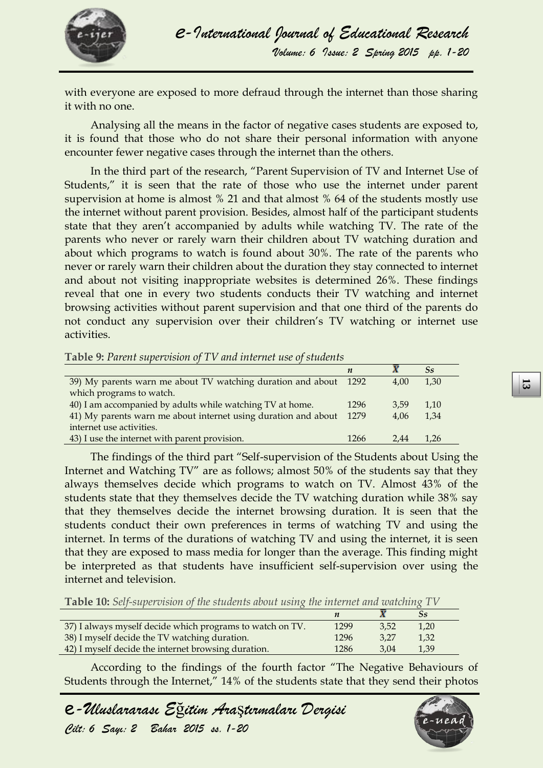with everyone are exposed to more defraud through the internet than those sharing it with no one.

Analysing all the means in the factor of negative cases students are exposed to, it is found that those who do not share their personal information with anyone encounter fewer negative cases through the internet than the others.

In the third part of the research, "Parent Supervision of TV and Internet Use of Students," it is seen that the rate of those who use the internet under parent supervision at home is almost % 21 and that almost % 64 of the students mostly use the internet without parent provision. Besides, almost half of the participant students state that they aren't accompanied by adults while watching TV. The rate of the parents who never or rarely warn their children about TV watching duration and about which programs to watch is found about 30%. The rate of the parents who never or rarely warn their children about the duration they stay connected to internet and about not visiting inappropriate websites is determined 26%. These findings reveal that one in every two students conducts their TV watching and internet browsing activities without parent supervision and that one third of the parents do not conduct any supervision over their children's TV watching or internet use activities.

**Table 9:** *Parent supervision of TV and internet use of students*

| | *n* | $\bar{X}$ | *Ss* |
|---|---|---|---|
| 39) My parents warn me about TV watching duration and about which programs to watch. | 1292 | 4,00 | 1,30 |
| 40) I am accompanied by adults while watching TV at home. | 1296 | 3,59 | 1,10 |
| 41) My parents warn me about internet using duration and about internet use activities. | 1279 | 4,06 | 1,34 |
| 43) I use the internet with parent provision. | 1266 | 2,44 | 1,26 |

The findings of the third part "Self-supervision of the Students about Using the Internet and Watching TV" are as follows; almost 50% of the students say that they always themselves decide which programs to watch on TV. Almost 43% of the students state that they themselves decide the TV watching duration while 38% say that they themselves decide the internet browsing duration. It is seen that the students conduct their own preferences in terms of watching TV and using the internet. In terms of the durations of watching TV and using the internet, it is seen that they are exposed to mass media for longer than the average. This finding might be interpreted as that students have insufficient self-supervision over using the internet and television.

**Table 10:** *Self-supervision of the students about using the internet and watching TV*

| | *n* | $\bar{X}$ | *Ss* |
|---|---|---|---|
| 37) I always myself decide which programs to watch on TV. | 1299 | 3,52 | 1,20 |
| 38) I myself decide the TV watching duration. | 1296 | 3,27 | 1,32 |
| 42) I myself decide the internet browsing duration. | 1286 | 3,04 | 1,39 |

According to the findings of the fourth factor "The Negative Behaviours of Students through the Internet," 14% of the students state that they send their photos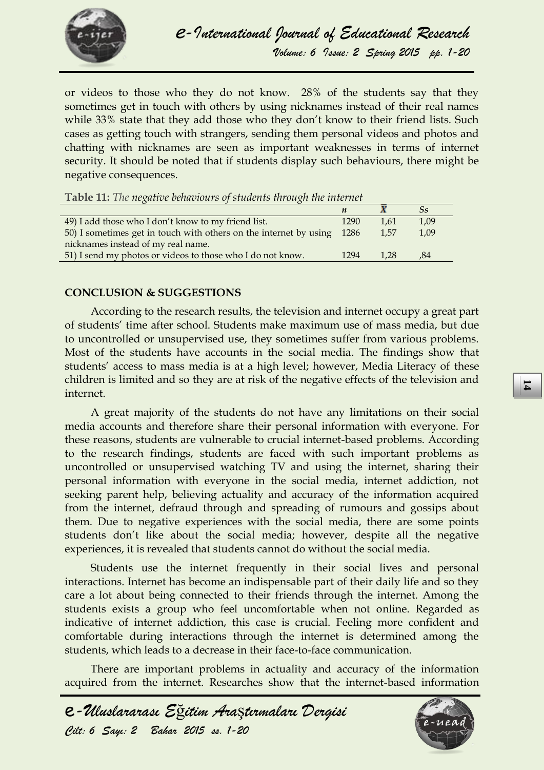or videos to those who they do not know. 28% of the students say that they sometimes get in touch with others by using nicknames instead of their real names while 33% state that they add those who they don't know to their friend lists. Such cases as getting touch with strangers, sending them personal videos and photos and chatting with nicknames are seen as important weaknesses in terms of internet security. It should be noted that if students display such behaviours, there might be negative consequences.

**Table 11:** *The negative behaviours of students through the internet*

| | *n* | $\bar{X}$ | *Ss* |
|---|---|---|---|
| 49) I add those who I don't know to my friend list. | 1290 | 1,61 | 1,09 |
| 50) I sometimes get in touch with others on the internet by using nicknames instead of my real name. | 1286 | 1,57 | 1,09 |
| 51) I send my photos or videos to those who I do not know. | 1294 | 1,28 | ,84 |

## CONCLUSION & SUGGESTIONS

According to the research results, the television and internet occupy a great part of students' time after school. Students make maximum use of mass media, but due to uncontrolled or unsupervised use, they sometimes suffer from various problems. Most of the students have accounts in the social media. The findings show that students' access to mass media is at a high level; however, Media Literacy of these children is limited and so they are at risk of the negative effects of the television and internet.

A great majority of the students do not have any limitations on their social media accounts and therefore share their personal information with everyone. For these reasons, students are vulnerable to crucial internet-based problems. According to the research findings, students are faced with such important problems as uncontrolled or unsupervised watching TV and using the internet, sharing their personal information with everyone in the social media, internet addiction, not seeking parent help, believing actuality and accuracy of the information acquired from the internet, defraud through and spreading of rumours and gossips about them. Due to negative experiences with the social media, there are some points students don't like about the social media; however, despite all the negative experiences, it is revealed that students cannot do without the social media.

Students use the internet frequently in their social lives and personal interactions. Internet has become an indispensable part of their daily life and so they care a lot about being connected to their friends through the internet. Among the students exists a group who feel uncomfortable when not online. Regarded as indicative of internet addiction, this case is crucial. Feeling more confident and comfortable during interactions through the internet is determined among the students, which leads to a decrease in their face-to-face communication.

There are important problems in actuality and accuracy of the information acquired from the internet. Researches show that the internet-based information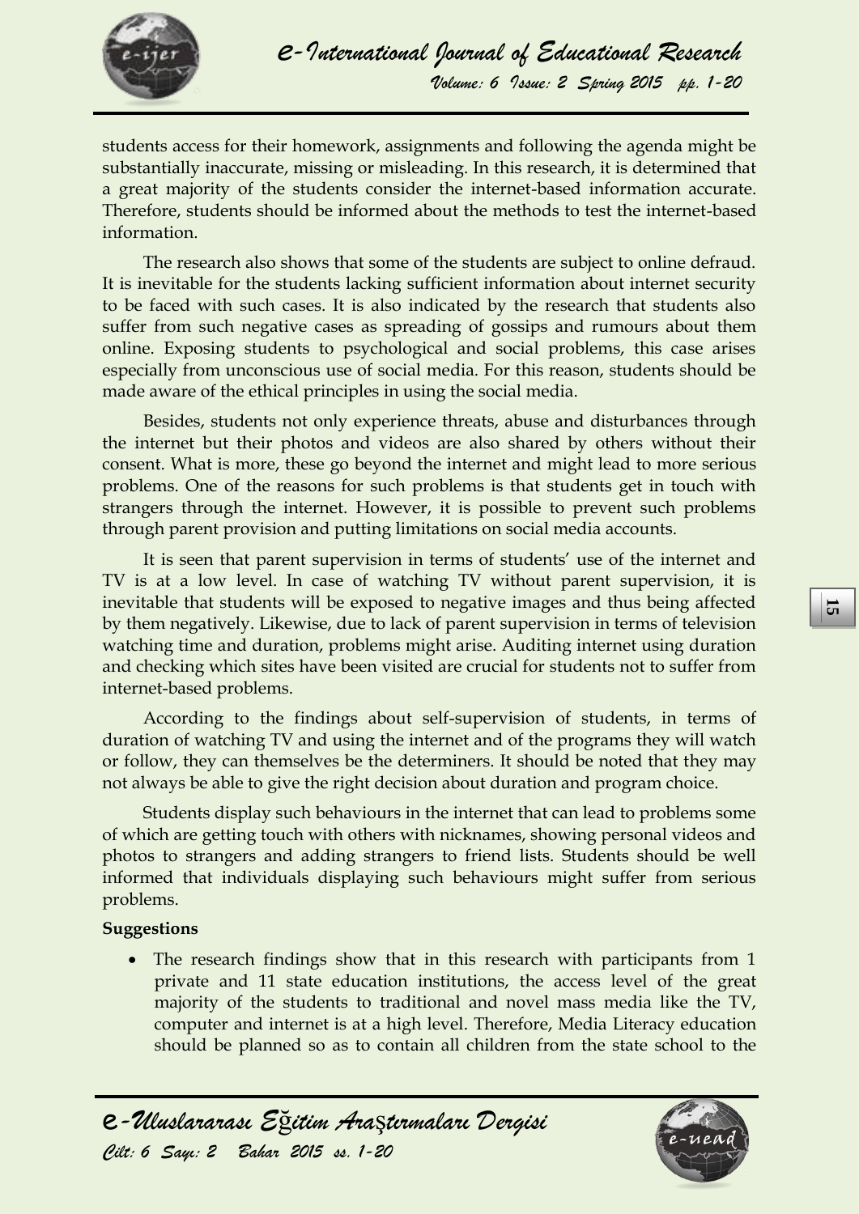students access for their homework, assignments and following the agenda might be substantially inaccurate, missing or misleading. In this research, it is determined that a great majority of the students consider the internet-based information accurate. Therefore, students should be informed about the methods to test the internet-based information.

The research also shows that some of the students are subject to online defraud. It is inevitable for the students lacking sufficient information about internet security to be faced with such cases. It is also indicated by the research that students also suffer from such negative cases as spreading of gossips and rumours about them online. Exposing students to psychological and social problems, this case arises especially from unconscious use of social media. For this reason, students should be made aware of the ethical principles in using the social media.

Besides, students not only experience threats, abuse and disturbances through the internet but their photos and videos are also shared by others without their consent. What is more, these go beyond the internet and might lead to more serious problems. One of the reasons for such problems is that students get in touch with strangers through the internet. However, it is possible to prevent such problems through parent provision and putting limitations on social media accounts.

It is seen that parent supervision in terms of students' use of the internet and TV is at a low level. In case of watching TV without parent supervision, it is inevitable that students will be exposed to negative images and thus being affected by them negatively. Likewise, due to lack of parent supervision in terms of television watching time and duration, problems might arise. Auditing internet using duration and checking which sites have been visited are crucial for students not to suffer from internet-based problems.

According to the findings about self-supervision of students, in terms of duration of watching TV and using the internet and of the programs they will watch or follow, they can themselves be the determiners. It should be noted that they may not always be able to give the right decision about duration and program choice.

Students display such behaviours in the internet that can lead to problems some of which are getting touch with others with nicknames, showing personal videos and photos to strangers and adding strangers to friend lists. Students should be well informed that individuals displaying such behaviours might suffer from serious problems.

**Suggestions**

- The research findings show that in this research with participants from 1 private and 11 state education institutions, the access level of the great majority of the students to traditional and novel mass media like the TV, computer and internet is at a high level. Therefore, Media Literacy education should be planned so as to contain all children from the state school to the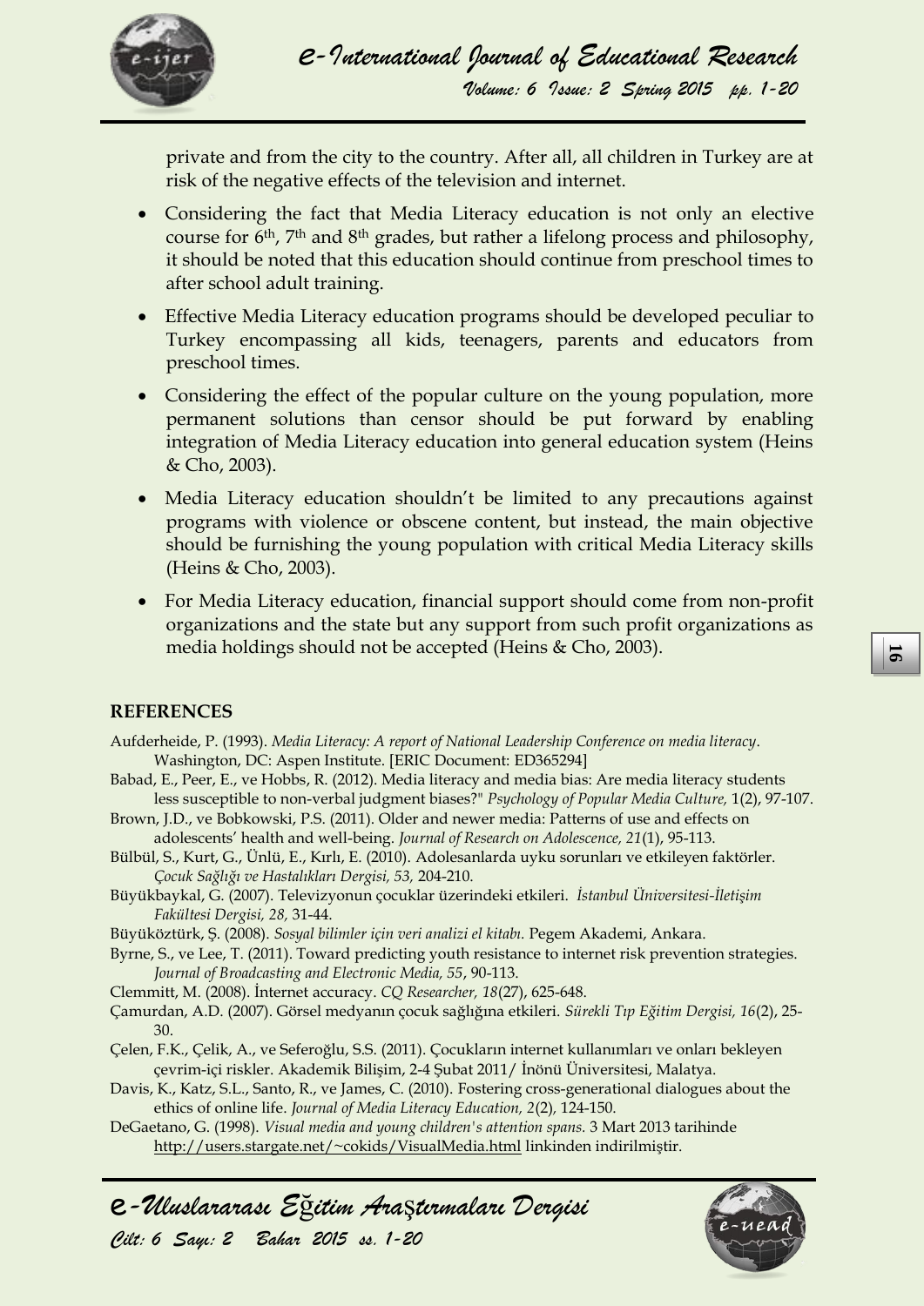private and from the city to the country. After all, all children in Turkey are at risk of the negative effects of the television and internet.

- Considering the fact that Media Literacy education is not only an elective course for 6th, 7th and 8th grades, but rather a lifelong process and philosophy, it should be noted that this education should continue from preschool times to after school adult training.
- Effective Media Literacy education programs should be developed peculiar to Turkey encompassing all kids, teenagers, parents and educators from preschool times.
- Considering the effect of the popular culture on the young population, more permanent solutions than censor should be put forward by enabling integration of Media Literacy education into general education system (Heins & Cho, 2003).
- Media Literacy education shouldn't be limited to any precautions against programs with violence or obscene content, but instead, the main objective should be furnishing the young population with critical Media Literacy skills (Heins & Cho, 2003).
- For Media Literacy education, financial support should come from non-profit organizations and the state but any support from such profit organizations as media holdings should not be accepted (Heins & Cho, 2003).

## REFERENCES

Aufderheide, P. (1993). *Media Literacy: A report of National Leadership Conference on media literacy*. Washington, DC: Aspen Institute. [ERIC Document: ED365294]

Babad, E., Peer, E., ve Hobbs, R. (2012). Media literacy and media bias: Are media literacy students less susceptible to non-verbal judgment biases?" *Psychology of Popular Media Culture,* 1(2), 97-107.

Brown, J.D., ve Bobkowski, P.S. (2011). Older and newer media: Patterns of use and effects on adolescents' health and well-being. *Journal of Research on Adolescence, 21*(1), 95-113.

Bülbül, S., Kurt, G., Ünlü, E., Kırlı, E. (2010). Adolesanlarda uyku sorunları ve etkileyen faktörler. *Çocuk Sağlığı ve Hastalıkları Dergisi, 53,* 204-210.

Büyükbaykal, G. (2007). Televizyonun çocuklar üzerindeki etkileri. *İstanbul Üniversitesi-İletişim Fakültesi Dergisi, 28,* 31-44.

Büyüköztürk, Ş. (2008). *Sosyal bilimler için veri analizi el kitabı.* Pegem Akademi, Ankara.

Byrne, S., ve Lee, T. (2011). Toward predicting youth resistance to internet risk prevention strategies. *Journal of Broadcasting and Electronic Media, 55*, 90-113.

Clemmitt, M. (2008). İnternet accuracy. *CQ Researcher, 18*(27), 625-648.

Çamurdan, A.D. (2007). Görsel medyanın çocuk sağlığına etkileri. *Sürekli Tıp Eğitim Dergisi, 16*(2), 25-30.

Çelen, F.K., Çelik, A., ve Seferoğlu, S.S. (2011). Çocukların internet kullanımları ve onları bekleyen çevrim-içi riskler. Akademik Bilişim, 2-4 Şubat 2011/ İnönü Üniversitesi, Malatya.

Davis, K., Katz, S.L., Santo, R., ve James, C. (2010). Fostering cross-generational dialogues about the ethics of online life. *Journal of Media Literacy Education, 2*(2), 124-150.

DeGaetano, G. (1998). *Visual media and young children's attention spans.* 3 Mart 2013 tarihinde http://users.stargate.net/~cokids/VisualMedia.html linkinden indirilmiştir.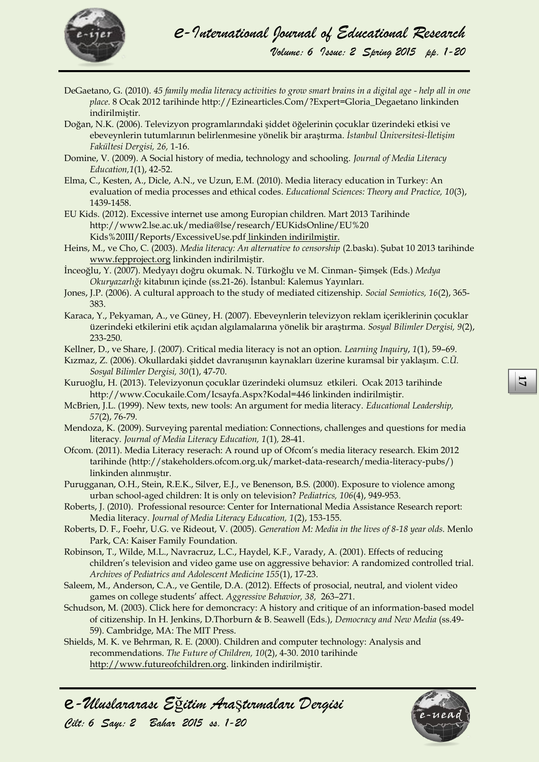DeGaetano, G. (2010). *45 family media literacy activities to grow smart brains in a digital age - help all in one place.* 8 Ocak 2012 tarihinde http://Ezinearticles.Com/?Expert=Gloria_Degaetano linkinden indirilmiştir.

Doğan, N.K. (2006). Televizyon programlarındaki şiddet öğelerinin çocuklar üzerindeki etkisi ve ebeveynlerin tutumlarının belirlenmesine yönelik bir araştırma. *İstanbul Üniversitesi-İletişim Fakültesi Dergisi, 26,* 1-16.

Domine, V. (2009). A Social history of media, technology and schooling. *Journal of Media Literacy Education,1*(1), 42-52.

Elma, C., Kesten, A., Dicle, A.N., ve Uzun, E.M. (2010). Media literacy education in Turkey: An evaluation of media processes and ethical codes. *Educational Sciences: Theory and Practice, 10*(3), 1439-1458.

EU Kids. (2012). Excessive internet use among Europian children. Mart 2013 Tarihinde http://www2.lse.ac.uk/media@lse/research/EUKidsOnline/EU%20 Kids%20III/Reports/ExcessiveUse.pdf linkinden indirilmiştir.

Heins, M., ve Cho, C. (2003). *Media literacy: An alternative to censorship* (2.baskı). Şubat 10 2013 tarihinde www.fepproject.org linkinden indirilmiştir.

İnceoğlu, Y. (2007). Medyayı doğru okumak. N. Türkoğlu ve M. Cinman- Şimşek (Eds.) *Medya Okuryazarlığı* kitabının içinde (ss.21-26). İstanbul: Kalemus Yayınları.

Jones, J.P. (2006). A cultural approach to the study of mediated citizenship. *Social Semiotics, 16*(2), 365-383.

Karaca, Y., Pekyaman, A., ve Güney, H. (2007). Ebeveynlerin televizyon reklam içeriklerinin çocuklar üzerindeki etkilerini etik açıdan algılamalarına yönelik bir araştırma. *Sosyal Bilimler Dergisi, 9*(2), 233-250.

Kellner, D., ve Share, J. (2007). Critical media literacy is not an option. *Learning Inquiry*, *1*(1), 59–69.

Kızmaz, Z. (2006). Okullardaki şiddet davranışının kaynakları üzerine kuramsal bir yaklaşım. *C.Ü. Sosyal Bilimler Dergisi, 30*(1), 47-70.

Kuruoğlu, H. (2013). Televizyonun çocuklar üzerindeki olumsuz etkileri. Ocak 2013 tarihinde http://www.Cocukaile.Com/Icsayfa.Aspx?Kodal=446 linkinden indirilmiştir.

McBrien, J.L. (1999). New texts, new tools: An argument for media literacy. *Educational Leadership, 57*(2), 76-79.

Mendoza, K. (2009). Surveying parental mediation: Connections, challenges and questions for media literacy. *Journal of Media Literacy Education, 1*(1), 28-41.

Ofcom. (2011). Media Literacy reserach: A round up of Ofcom's media literacy research. Ekim 2012 tarihinde (http://stakeholders.ofcom.org.uk/market-data-research/media-literacy-pubs/) linkinden alınmıştır.

Purugganan, O.H., Stein, R.E.K., Silver, E.J., ve Benenson, B.S. (2000). Exposure to violence among urban school-aged children: It is only on television? *Pediatrics, 106*(4), 949-953.

Roberts, J. (2010). Professional resource: Center for International Media Assistance Research report: Media literacy. *Journal of Media Literacy Education, 1*(2), 153-155.

Roberts, D. F., Foehr, U.G. ve Rideout, V. (2005). *Generation M: Media in the lives of 8-18 year olds.* Menlo Park, CA: Kaiser Family Foundation.

Robinson, T., Wilde, M.L., Navracruz, L.C., Haydel, K.F., Varady, A. (2001). Effects of reducing children's television and video game use on aggressive behavior: A randomized controlled trial. *Archives of Pediatrics and Adolescent Medicine 155*(1), 17-23.

Saleem, M., Anderson, C.A., ve Gentile, D.A. (2012). Effects of prosocial, neutral, and violent video games on college students' affect. *Aggressive Behavior, 38,* 263–271.

Schudson, M. (2003). Click here for demoncracy: A history and critique of an information-based model of citizenship. In H. Jenkins, D.Thorburn & B. Seawell (Eds.), *Democracy and New Media* (ss.49-59). Cambridge, MA: The MIT Press.

Shields, M. K. ve Behrman, R. E. (2000). Children and computer technology: Analysis and recommendations. *The Future of Children, 10*(2), 4-30. 2010 tarihinde http://www.futureofchildren.org. linkinden indirilmiştir.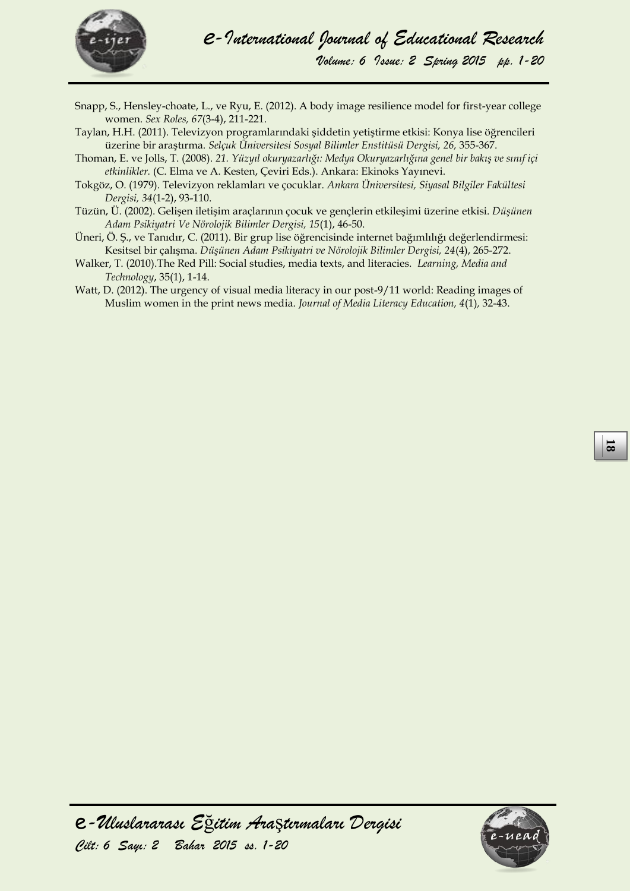Snapp, S., Hensley-choate, L., ve Ryu, E. (2012). A body image resilience model for first-year college women. *Sex Roles, 67*(3-4), 211-221.

Taylan, H.H. (2011). Televizyon programlarındaki şiddetin yetiştirme etkisi: Konya lise öğrencileri üzerine bir araştırma. *Selçuk Üniversitesi Sosyal Bilimler Enstitüsü Dergisi, 26,* 355-367.

Thoman, E. ve Jolls, T. (2008). *21. Yüzyıl okuryazarlığı: Medya Okuryazarlığına genel bir bakış ve sınıf içi etkinlikler.* (C. Elma ve A. Kesten, Çeviri Eds.). Ankara: Ekinoks Yayınevi.

Tokgöz, O. (1979). Televizyon reklamları ve çocuklar. *Ankara Üniversitesi, Siyasal Bilgiler Fakültesi Dergisi, 34*(1-2), 93-110.

Tüzün, Ü. (2002). Gelişen iletişim araçlarının çocuk ve gençlerin etkileşimi üzerine etkisi. *Düşünen Adam Psikiyatri Ve Nörolojik Bilimler Dergisi, 15*(1), 46-50.

Üneri, Ö. Ş., ve Tanıdır, C. (2011). Bir grup lise öğrencisinde internet bağımlılığı değerlendirmesi: Kesitsel bir çalışma. *Düşünen Adam Psikiyatri ve Nörolojik Bilimler Dergisi, 24*(4), 265-272.

Walker, T. (2010).The Red Pill: Social studies, media texts, and literacies. *Learning, Media and Technology*, 35(1), 1-14.

Watt, D. (2012). The urgency of visual media literacy in our post-9/11 world: Reading images of Muslim women in the print news media. *Journal of Media Literacy Education, 4*(1), 32-43.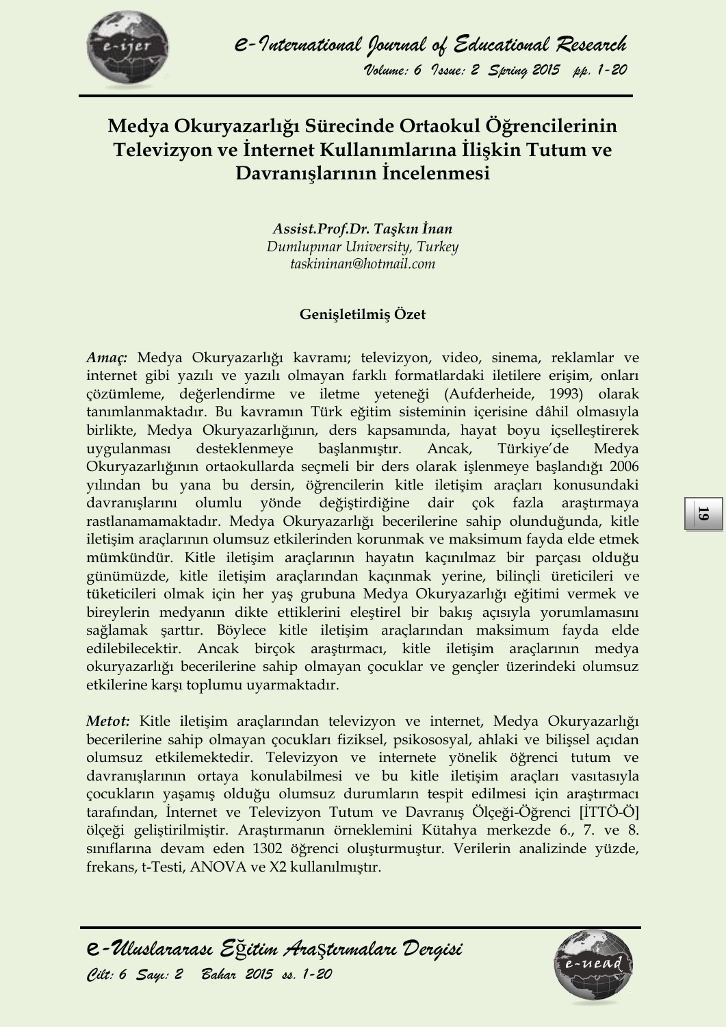# Medya Okuryazarlığı Sürecinde Ortaokul Öğrencilerinin Televizyon ve İnternet Kullanımlarına İlişkin Tutum ve Davranışlarının İncelenmesi

***Assist.Prof.Dr. Taşkın İnan***
*Dumlupınar University, Turkey*
*taskininan@hotmail.com*

## Genişletilmiş Özet

***Amaç:*** Medya Okuryazarlığı kavramı; televizyon, video, sinema, reklamlar ve internet gibi yazılı ve yazılı olmayan farklı formatlardaki iletilere erişim, onları çözümleme, değerlendirme ve iletme yeteneği (Aufderheide, 1993) olarak tanımlanmaktadır. Bu kavramın Türk eğitim sisteminin içerisine dâhil olmasıyla birlikte, Medya Okuryazarlığının, ders kapsamında, hayat boyu içselleştirerek uygulanması desteklenmeye başlanmıştır. Ancak, Türkiye'de Medya Okuryazarlığının ortaokullarda seçmeli bir ders olarak işlenmeye başlandığı 2006 yılından bu yana bu dersin, öğrencilerin kitle iletişim araçları konusundaki davranışlarını olumlu yönde değiştirdiğine dair çok fazla araştırmaya rastlanamamaktadır. Medya Okuryazarlığı becerilerine sahip olunduğunda, kitle iletişim araçlarının olumsuz etkilerinden korunmak ve maksimum fayda elde etmek mümkündür. Kitle iletişim araçlarının hayatın kaçınılmaz bir parçası olduğu günümüzde, kitle iletişim araçlarından kaçınmak yerine, bilinçli üreticileri ve tüketicileri olmak için her yaş grubuna Medya Okuryazarlığı eğitimi vermek ve bireylerin medyanın dikte ettiklerini eleştirel bir bakış açısıyla yorumlamasını sağlamak şarttır. Böylece kitle iletişim araçlarından maksimum fayda elde edilebilecektir. Ancak birçok araştırmacı, kitle iletişim araçlarının medya okuryazarlığı becerilerine sahip olmayan çocuklar ve gençler üzerindeki olumsuz etkilerine karşı toplumu uyarmaktadır.

***Metot:*** Kitle iletişim araçlarından televizyon ve internet, Medya Okuryazarlığı becerilerine sahip olmayan çocukları fiziksel, psikososyal, ahlaki ve bilişsel açıdan olumsuz etkilemektedir. Televizyon ve internete yönelik öğrenci tutum ve davranışlarının ortaya konulabilmesi ve bu kitle iletişim araçları vasıtasıyla çocukların yaşamış olduğu olumsuz durumların tespit edilmesi için araştırmacı tarafından, İnternet ve Televizyon Tutum ve Davranış Ölçeği-Öğrenci [İTTÖ-Ö] ölçeği geliştirilmiştir. Araştırmanın örneklemini Kütahya merkezde 6., 7. ve 8. sınıflarına devam eden 1302 öğrenci oluşturmuştur. Verilerin analizinde yüzde, frekans, t-Testi, ANOVA ve $X2$ kullanılmıştır.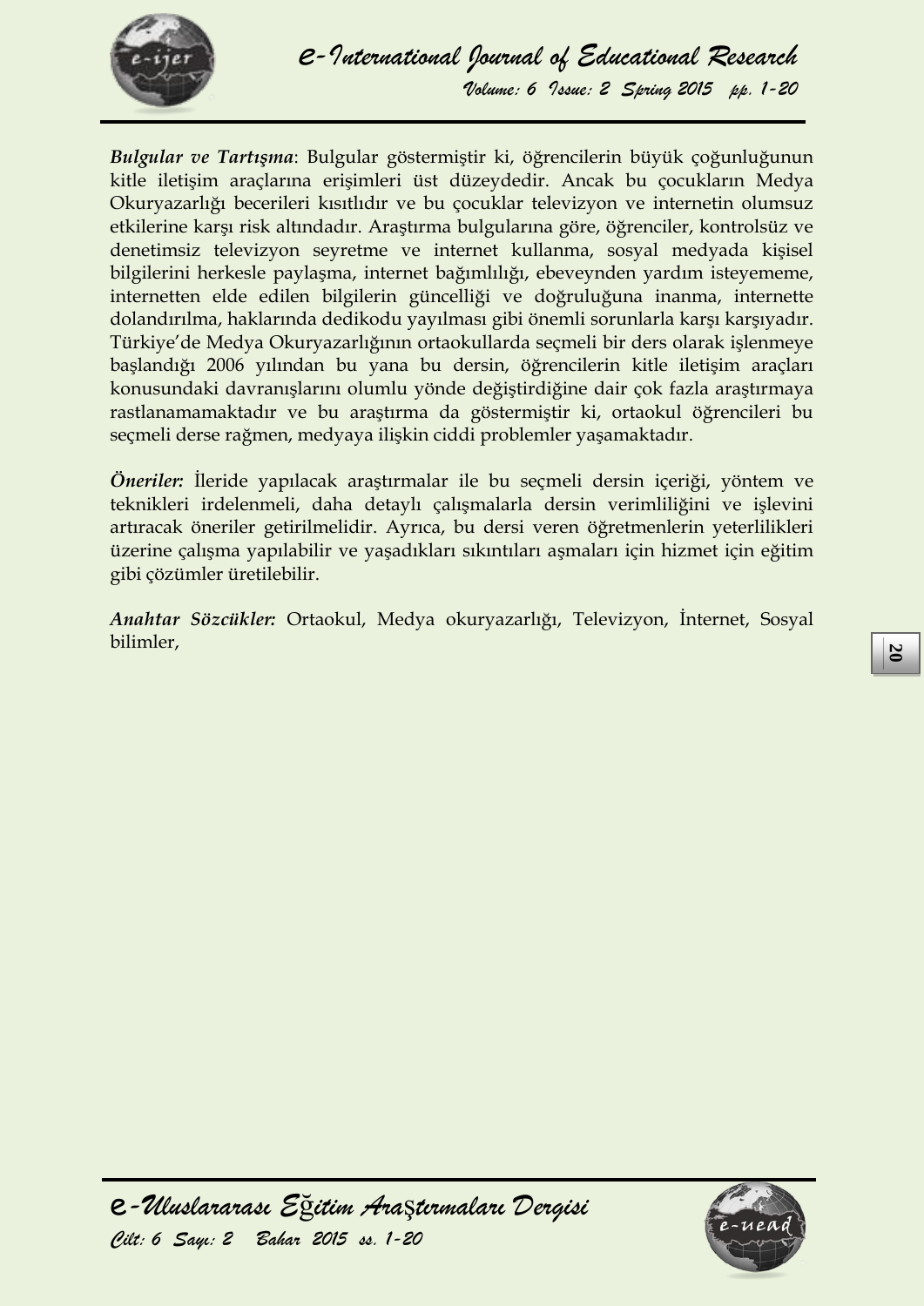***Bulgular ve Tartışma***: Bulgular göstermiştir ki, öğrencilerin büyük çoğunluğunun kitle iletişim araçlarına erişimleri üst düzeydedir. Ancak bu çocukların Medya Okuryazarlığı becerileri kısıtlıdır ve bu çocuklar televizyon ve internetin olumsuz etkilerine karşı risk altındadır. Araştırma bulgularına göre, öğrenciler, kontrolsüz ve denetimsiz televizyon seyretme ve internet kullanma, sosyal medyada kişisel bilgilerini herkesle paylaşma, internet bağımlılığı, ebeveynden yardım isteyememe, internetten elde edilen bilgilerin güncelliği ve doğruluğuna inanma, internette dolandırılma, haklarında dedikodu yayılması gibi önemli sorunlarla karşı karşıyadır. Türkiye'de Medya Okuryazarlığının ortaokullarda seçmeli bir ders olarak işlenmeye başlandığı 2006 yılından bu yana bu dersin, öğrencilerin kitle iletişim araçları konusundaki davranışlarını olumlu yönde değiştirdiğine dair çok fazla araştırmaya rastlanamamaktadır ve bu araştırma da göstermiştir ki, ortaokul öğrencileri bu seçmeli derse rağmen, medyaya ilişkin ciddi problemler yaşamaktadır.

***Öneriler:*** İleride yapılacak araştırmalar ile bu seçmeli dersin içeriği, yöntem ve teknikleri irdelenmeli, daha detaylı çalışmalarla dersin verimliliğini ve işlevini artıracak öneriler getirilmelidir. Ayrıca, bu dersi veren öğretmenlerin yeterlilikleri üzerine çalışma yapılabilir ve yaşadıkları sıkıntıları aşmaları için hizmet için eğitim gibi çözümler üretilebilir.

***Anahtar Sözcükler:*** Ortaokul, Medya okuryazarlığı, Televizyon, İnternet, Sosyal bilimler,